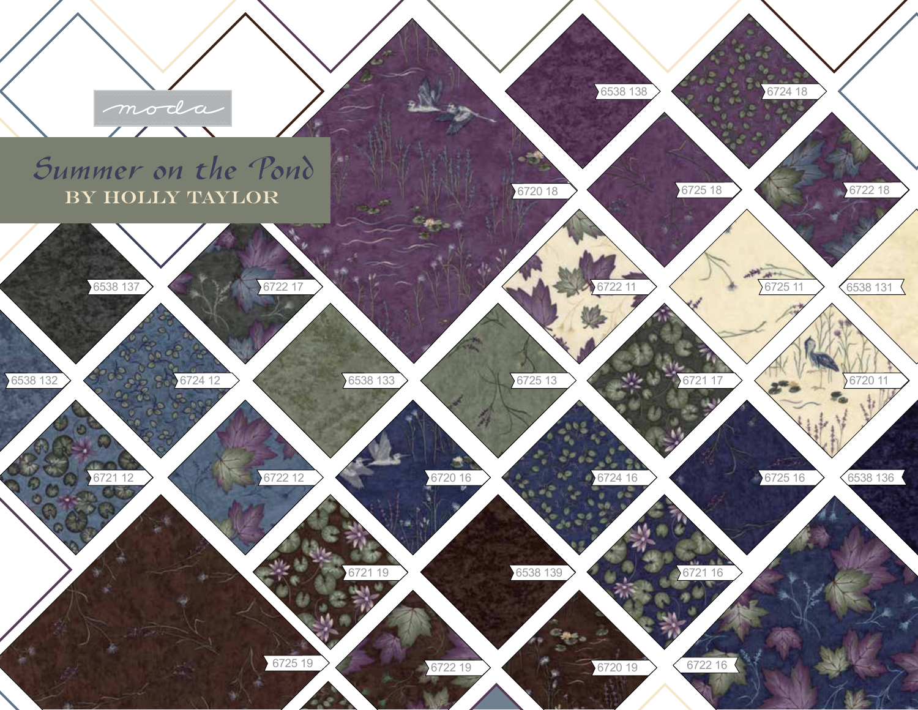moda

# Summer on the Pond

## BY HOLLY TAYLOR

6720 18

6538 138

6724 18

6725 18

6722 18

6538 137

6722 17

6722 11

6725 11

6538 131

6538 132

6724 12

6538 133

6725 13

6721 17

6720 11

6721 12

6722 12

6720 16

6724 16

6725 16

6538 136

6721 19

6538 139

6721 16

6725 19

6722 19

6720 19

6722 16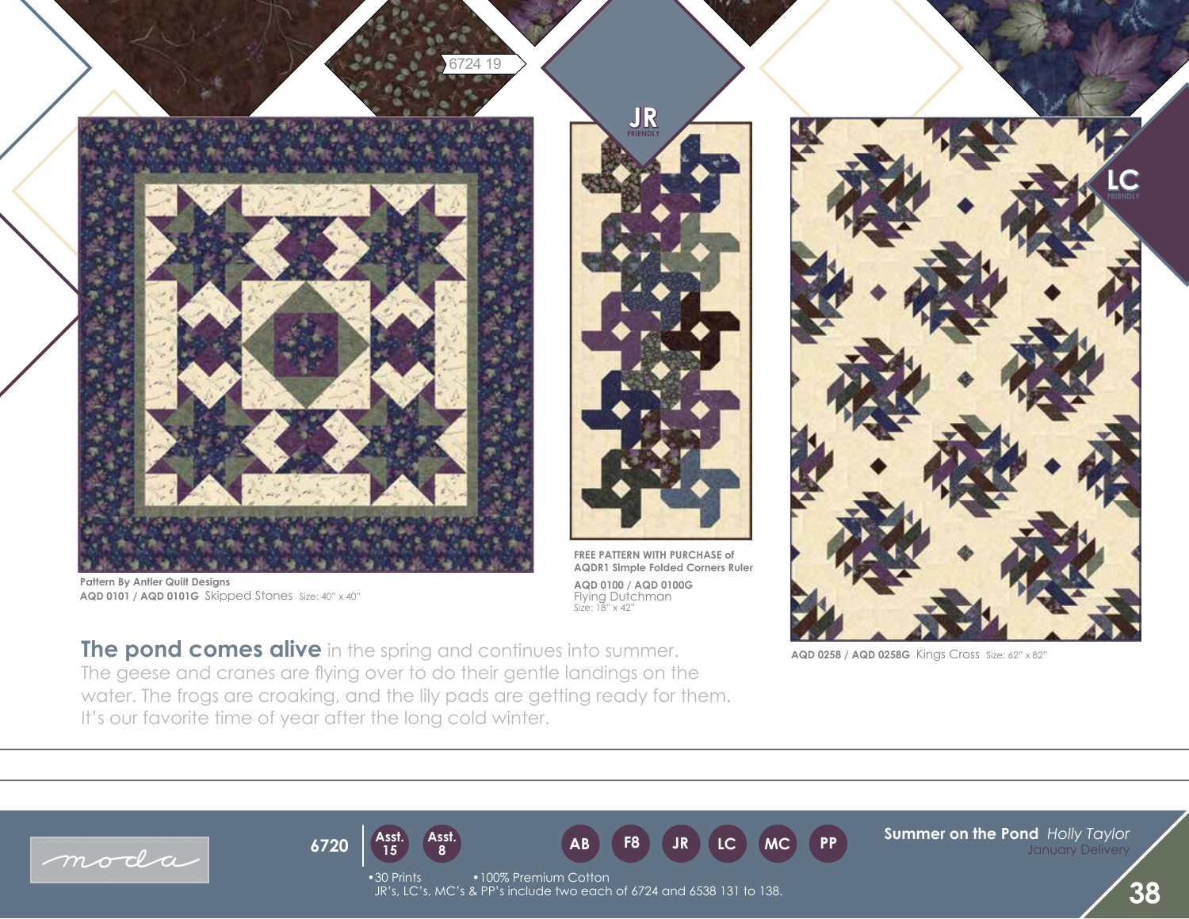6724 19

JR FRIENDLY

LC FRIENDLY

**Pattern By Antler Quilt Designs**
**AQD 0101 / AQD 0101G** Skipped Stones Size: 40" x 40"

**FREE PATTERN WITH PURCHASE of AQDR1 Simple Folded Corners Ruler**

**AQD 0100 / AQD 0100G**
Flying Dutchman
Size: 18" x 42"

**AQD 0258 / AQD 0258G** Kings Cross Size: 62" x 82"

**The pond comes alive** in the spring and continues into summer. The geese and cranes are flying over to do their gentle landings on the water. The frogs are croaking, and the lily pads are getting ready for them. It's our favorite time of year after the long cold winter.

moda

**6720** Asst. 15 Asst. 8

AB F8 JR LC MC PP

•30 Prints •100% Premium Cotton
JR's, LC's, MC's & PP's include two each of 6724 and 6538 131 to 138.

**Summer on the Pond** *Holly Taylor*
January Delivery